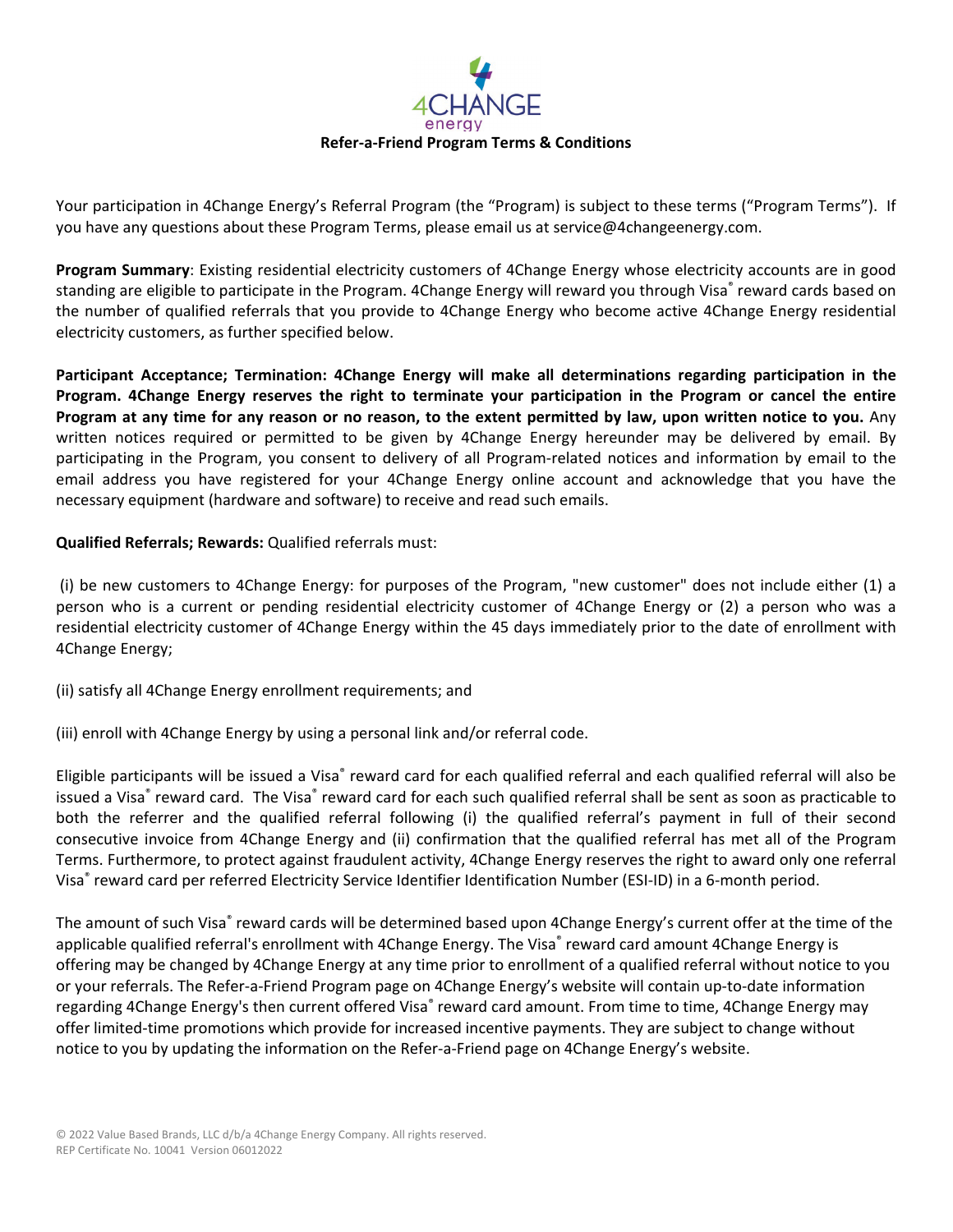# 4CHANGE energy

## Refer-a-Friend Program Terms & Conditions

Your participation in 4Change Energy's Referral Program (the "Program) is subject to these terms ("Program Terms"). If you have any questions about these Program Terms, please email us at service@4changeenergy.com.

**Program Summary**: Existing residential electricity customers of 4Change Energy whose electricity accounts are in good standing are eligible to participate in the Program. 4Change Energy will reward you through Visa® reward cards based on the number of qualified referrals that you provide to 4Change Energy who become active 4Change Energy residential electricity customers, as further specified below.

**Participant Acceptance; Termination: 4Change Energy will make all determinations regarding participation in the Program. 4Change Energy reserves the right to terminate your participation in the Program or cancel the entire Program at any time for any reason or no reason, to the extent permitted by law, upon written notice to you.** Any written notices required or permitted to be given by 4Change Energy hereunder may be delivered by email. By participating in the Program, you consent to delivery of all Program-related notices and information by email to the email address you have registered for your 4Change Energy online account and acknowledge that you have the necessary equipment (hardware and software) to receive and read such emails.

**Qualified Referrals; Rewards:** Qualified referrals must:

(i) be new customers to 4Change Energy: for purposes of the Program, "new customer" does not include either (1) a person who is a current or pending residential electricity customer of 4Change Energy or (2) a person who was a residential electricity customer of 4Change Energy within the 45 days immediately prior to the date of enrollment with 4Change Energy;

(ii) satisfy all 4Change Energy enrollment requirements; and

(iii) enroll with 4Change Energy by using a personal link and/or referral code.

Eligible participants will be issued a Visa® reward card for each qualified referral and each qualified referral will also be issued a Visa® reward card. The Visa® reward card for each such qualified referral shall be sent as soon as practicable to both the referrer and the qualified referral following (i) the qualified referral's payment in full of their second consecutive invoice from 4Change Energy and (ii) confirmation that the qualified referral has met all of the Program Terms. Furthermore, to protect against fraudulent activity, 4Change Energy reserves the right to award only one referral Visa® reward card per referred Electricity Service Identifier Identification Number (ESI-ID) in a 6-month period.

The amount of such Visa® reward cards will be determined based upon 4Change Energy's current offer at the time of the applicable qualified referral's enrollment with 4Change Energy. The Visa® reward card amount 4Change Energy is offering may be changed by 4Change Energy at any time prior to enrollment of a qualified referral without notice to you or your referrals. The Refer-a-Friend Program page on 4Change Energy's website will contain up-to-date information regarding 4Change Energy's then current offered Visa® reward card amount. From time to time, 4Change Energy may offer limited-time promotions which provide for increased incentive payments. They are subject to change without notice to you by updating the information on the Refer-a-Friend page on 4Change Energy's website.

© 2022 Value Based Brands, LLC d/b/a 4Change Energy Company. All rights reserved.
REP Certificate No. 10041 Version 06012022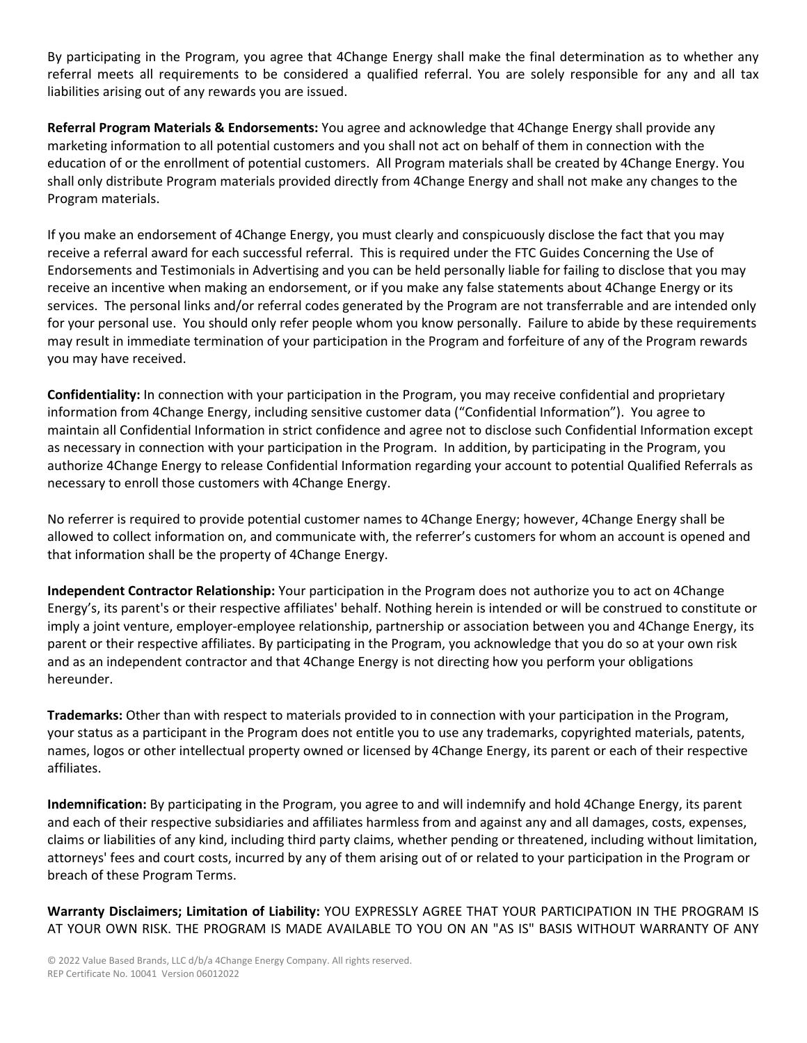By participating in the Program, you agree that 4Change Energy shall make the final determination as to whether any referral meets all requirements to be considered a qualified referral. You are solely responsible for any and all tax liabilities arising out of any rewards you are issued.

**Referral Program Materials & Endorsements:** You agree and acknowledge that 4Change Energy shall provide any marketing information to all potential customers and you shall not act on behalf of them in connection with the education of or the enrollment of potential customers. All Program materials shall be created by 4Change Energy. You shall only distribute Program materials provided directly from 4Change Energy and shall not make any changes to the Program materials.

If you make an endorsement of 4Change Energy, you must clearly and conspicuously disclose the fact that you may receive a referral award for each successful referral. This is required under the FTC Guides Concerning the Use of Endorsements and Testimonials in Advertising and you can be held personally liable for failing to disclose that you may receive an incentive when making an endorsement, or if you make any false statements about 4Change Energy or its services. The personal links and/or referral codes generated by the Program are not transferrable and are intended only for your personal use. You should only refer people whom you know personally. Failure to abide by these requirements may result in immediate termination of your participation in the Program and forfeiture of any of the Program rewards you may have received.

**Confidentiality:** In connection with your participation in the Program, you may receive confidential and proprietary information from 4Change Energy, including sensitive customer data ("Confidential Information"). You agree to maintain all Confidential Information in strict confidence and agree not to disclose such Confidential Information except as necessary in connection with your participation in the Program. In addition, by participating in the Program, you authorize 4Change Energy to release Confidential Information regarding your account to potential Qualified Referrals as necessary to enroll those customers with 4Change Energy.

No referrer is required to provide potential customer names to 4Change Energy; however, 4Change Energy shall be allowed to collect information on, and communicate with, the referrer's customers for whom an account is opened and that information shall be the property of 4Change Energy.

**Independent Contractor Relationship:** Your participation in the Program does not authorize you to act on 4Change Energy's, its parent's or their respective affiliates' behalf. Nothing herein is intended or will be construed to constitute or imply a joint venture, employer-employee relationship, partnership or association between you and 4Change Energy, its parent or their respective affiliates. By participating in the Program, you acknowledge that you do so at your own risk and as an independent contractor and that 4Change Energy is not directing how you perform your obligations hereunder.

**Trademarks:** Other than with respect to materials provided to in connection with your participation in the Program, your status as a participant in the Program does not entitle you to use any trademarks, copyrighted materials, patents, names, logos or other intellectual property owned or licensed by 4Change Energy, its parent or each of their respective affiliates.

**Indemnification:** By participating in the Program, you agree to and will indemnify and hold 4Change Energy, its parent and each of their respective subsidiaries and affiliates harmless from and against any and all damages, costs, expenses, claims or liabilities of any kind, including third party claims, whether pending or threatened, including without limitation, attorneys' fees and court costs, incurred by any of them arising out of or related to your participation in the Program or breach of these Program Terms.

**Warranty Disclaimers; Limitation of Liability:** YOU EXPRESSLY AGREE THAT YOUR PARTICIPATION IN THE PROGRAM IS AT YOUR OWN RISK. THE PROGRAM IS MADE AVAILABLE TO YOU ON AN "AS IS" BASIS WITHOUT WARRANTY OF ANY

© 2022 Value Based Brands, LLC d/b/a 4Change Energy Company. All rights reserved.
REP Certificate No. 10041 Version 06012022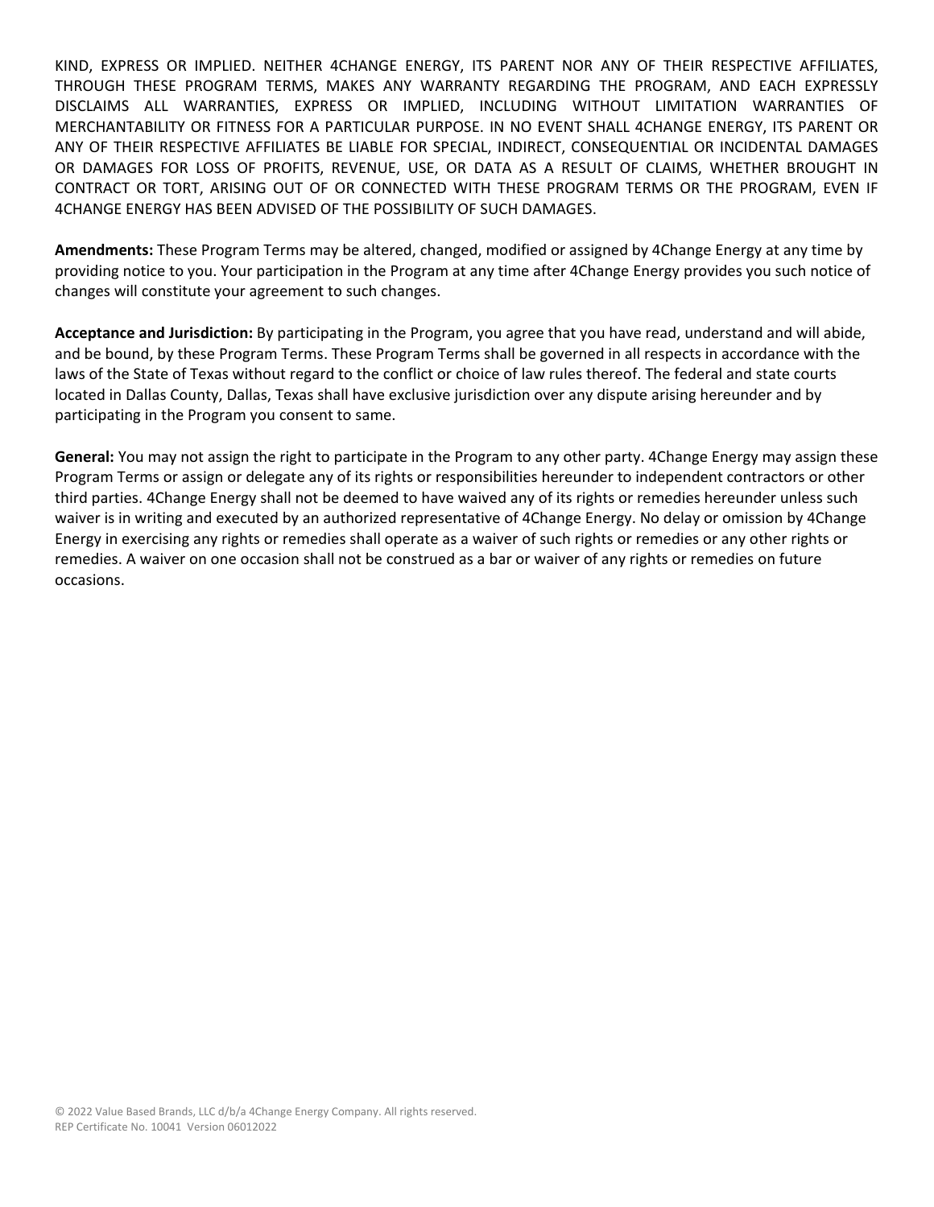KIND, EXPRESS OR IMPLIED. NEITHER 4CHANGE ENERGY, ITS PARENT NOR ANY OF THEIR RESPECTIVE AFFILIATES, THROUGH THESE PROGRAM TERMS, MAKES ANY WARRANTY REGARDING THE PROGRAM, AND EACH EXPRESSLY DISCLAIMS ALL WARRANTIES, EXPRESS OR IMPLIED, INCLUDING WITHOUT LIMITATION WARRANTIES OF MERCHANTABILITY OR FITNESS FOR A PARTICULAR PURPOSE. IN NO EVENT SHALL 4CHANGE ENERGY, ITS PARENT OR ANY OF THEIR RESPECTIVE AFFILIATES BE LIABLE FOR SPECIAL, INDIRECT, CONSEQUENTIAL OR INCIDENTAL DAMAGES OR DAMAGES FOR LOSS OF PROFITS, REVENUE, USE, OR DATA AS A RESULT OF CLAIMS, WHETHER BROUGHT IN CONTRACT OR TORT, ARISING OUT OF OR CONNECTED WITH THESE PROGRAM TERMS OR THE PROGRAM, EVEN IF 4CHANGE ENERGY HAS BEEN ADVISED OF THE POSSIBILITY OF SUCH DAMAGES.

**Amendments:** These Program Terms may be altered, changed, modified or assigned by 4Change Energy at any time by providing notice to you. Your participation in the Program at any time after 4Change Energy provides you such notice of changes will constitute your agreement to such changes.

**Acceptance and Jurisdiction:** By participating in the Program, you agree that you have read, understand and will abide, and be bound, by these Program Terms. These Program Terms shall be governed in all respects in accordance with the laws of the State of Texas without regard to the conflict or choice of law rules thereof. The federal and state courts located in Dallas County, Dallas, Texas shall have exclusive jurisdiction over any dispute arising hereunder and by participating in the Program you consent to same.

**General:** You may not assign the right to participate in the Program to any other party. 4Change Energy may assign these Program Terms or assign or delegate any of its rights or responsibilities hereunder to independent contractors or other third parties. 4Change Energy shall not be deemed to have waived any of its rights or remedies hereunder unless such waiver is in writing and executed by an authorized representative of 4Change Energy. No delay or omission by 4Change Energy in exercising any rights or remedies shall operate as a waiver of such rights or remedies or any other rights or remedies. A waiver on one occasion shall not be construed as a bar or waiver of any rights or remedies on future occasions.

© 2022 Value Based Brands, LLC d/b/a 4Change Energy Company. All rights reserved.
REP Certificate No. 10041 Version 06012022